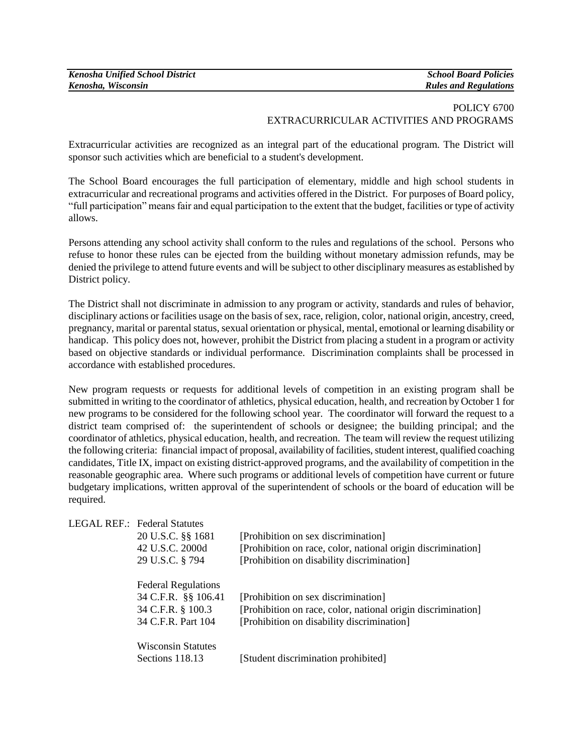# POLICY 6700
## EXTRACURRICULAR ACTIVITIES AND PROGRAMS

Extracurricular activities are recognized as an integral part of the educational program. The District will sponsor such activities which are beneficial to a student's development.

The School Board encourages the full participation of elementary, middle and high school students in extracurricular and recreational programs and activities offered in the District. For purposes of Board policy, "full participation" means fair and equal participation to the extent that the budget, facilities or type of activity allows.

Persons attending any school activity shall conform to the rules and regulations of the school. Persons who refuse to honor these rules can be ejected from the building without monetary admission refunds, may be denied the privilege to attend future events and will be subject to other disciplinary measures as established by District policy.

The District shall not discriminate in admission to any program or activity, standards and rules of behavior, disciplinary actions or facilities usage on the basis of sex, race, religion, color, national origin, ancestry, creed, pregnancy, marital or parental status, sexual orientation or physical, mental, emotional or learning disability or handicap. This policy does not, however, prohibit the District from placing a student in a program or activity based on objective standards or individual performance. Discrimination complaints shall be processed in accordance with established procedures.

New program requests or requests for additional levels of competition in an existing program shall be submitted in writing to the coordinator of athletics, physical education, health, and recreation by October 1 for new programs to be considered for the following school year. The coordinator will forward the request to a district team comprised of: the superintendent of schools or designee; the building principal; and the coordinator of athletics, physical education, health, and recreation. The team will review the request utilizing the following criteria: financial impact of proposal, availability of facilities, student interest, qualified coaching candidates, Title IX, impact on existing district-approved programs, and the availability of competition in the reasonable geographic area. Where such programs or additional levels of competition have current or future budgetary implications, written approval of the superintendent of schools or the board of education will be required.

LEGAL REF.: Federal Statutes

| | |
|---|---|
| 20 U.S.C. §§ 1681 | [Prohibition on sex discrimination] |
| 42 U.S.C. 2000d | [Prohibition on race, color, national origin discrimination] |
| 29 U.S.C. § 794 | [Prohibition on disability discrimination] |

Federal Regulations

| | |
|---|---|
| 34 C.F.R. §§ 106.41 | [Prohibition on sex discrimination] |
| 34 C.F.R. § 100.3 | [Prohibition on race, color, national origin discrimination] |
| 34 C.F.R. Part 104 | [Prohibition on disability discrimination] |

Wisconsin Statutes

| | |
|---|---|
| Sections 118.13 | [Student discrimination prohibited] |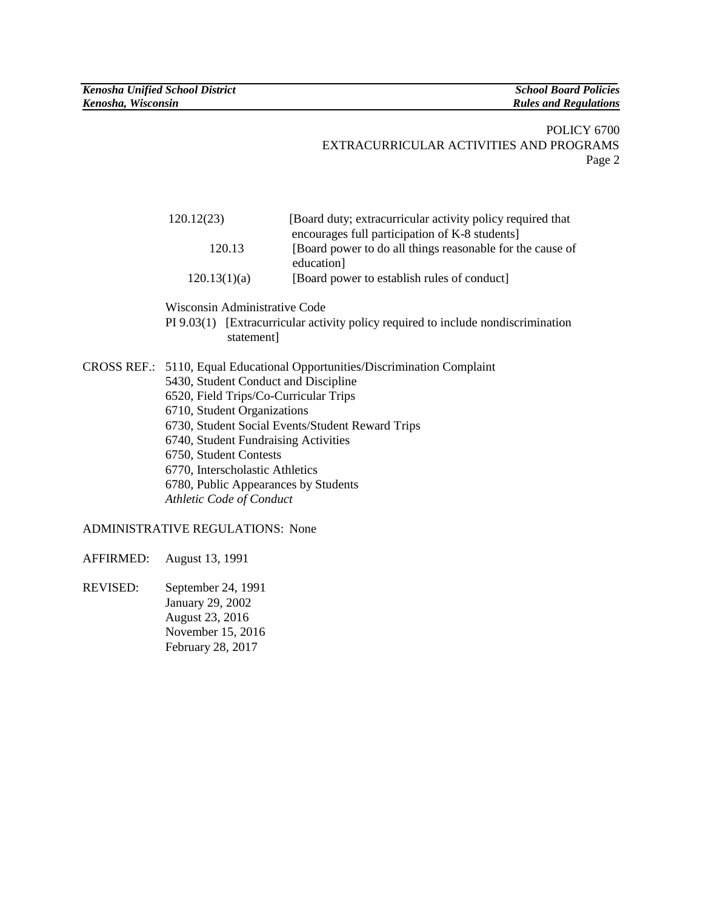| | |
|---|---|
| 120.12(23) | [Board duty; extracurricular activity policy required that encourages full participation of K-8 students] |
| 120.13 | [Board power to do all things reasonable for the cause of education] |
| 120.13(1)(a) | [Board power to establish rules of conduct] |

Wisconsin Administrative Code

PI 9.03(1) [Extracurricular activity policy required to include nondiscrimination statement]

CROSS REF.: 5110, Equal Educational Opportunities/Discrimination Complaint
5430, Student Conduct and Discipline
6520, Field Trips/Co-Curricular Trips
6710, Student Organizations
6730, Student Social Events/Student Reward Trips
6740, Student Fundraising Activities
6750, Student Contests
6770, Interscholastic Athletics
6780, Public Appearances by Students
*Athletic Code of Conduct*

ADMINISTRATIVE REGULATIONS: None

AFFIRMED: August 13, 1991

REVISED: September 24, 1991
January 29, 2002
August 23, 2016
November 15, 2016
February 28, 2017